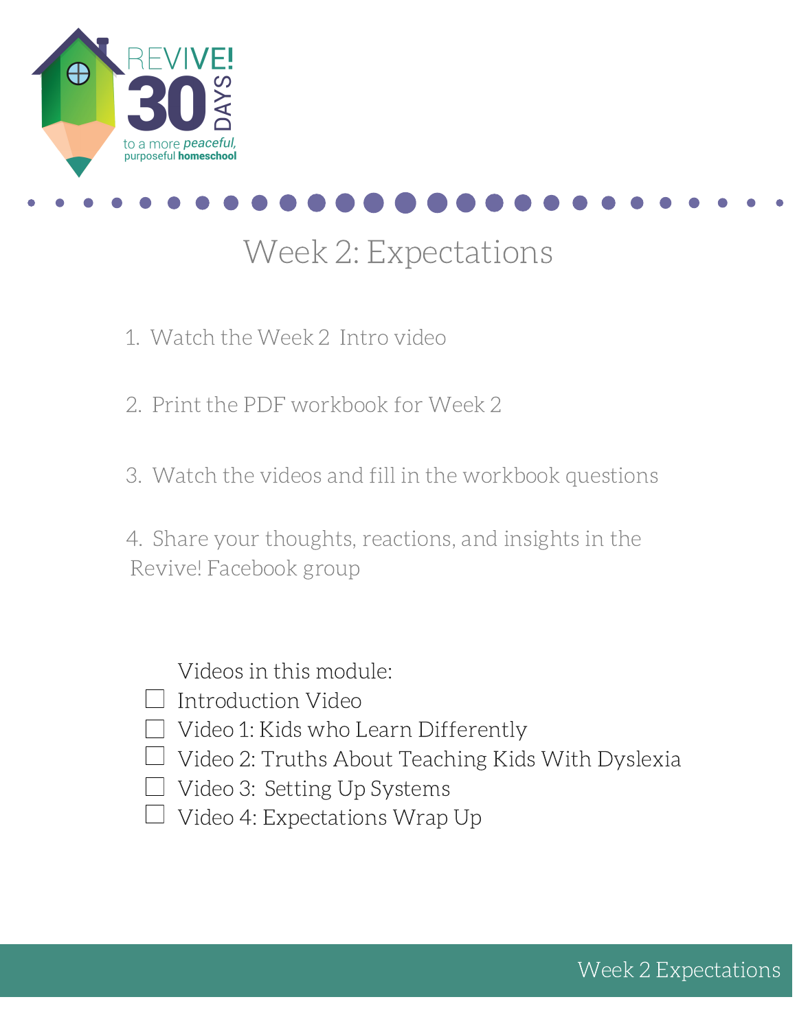REVIVE! 30 DAYS to a more *peaceful*, purposeful **homeschool**

# Week 2: Expectations

1. Watch the Week 2 Intro video
2. Print the PDF workbook for Week 2
3. Watch the videos and fill in the workbook questions
4. Share your thoughts, reactions, and insights in the Revive! Facebook group

Videos in this module:

- [ ] Introduction Video
- [ ] Video 1: Kids who Learn Differently
- [ ] Video 2: Truths About Teaching Kids With Dyslexia
- [ ] Video 3: Setting Up Systems
- [ ] Video 4: Expectations Wrap Up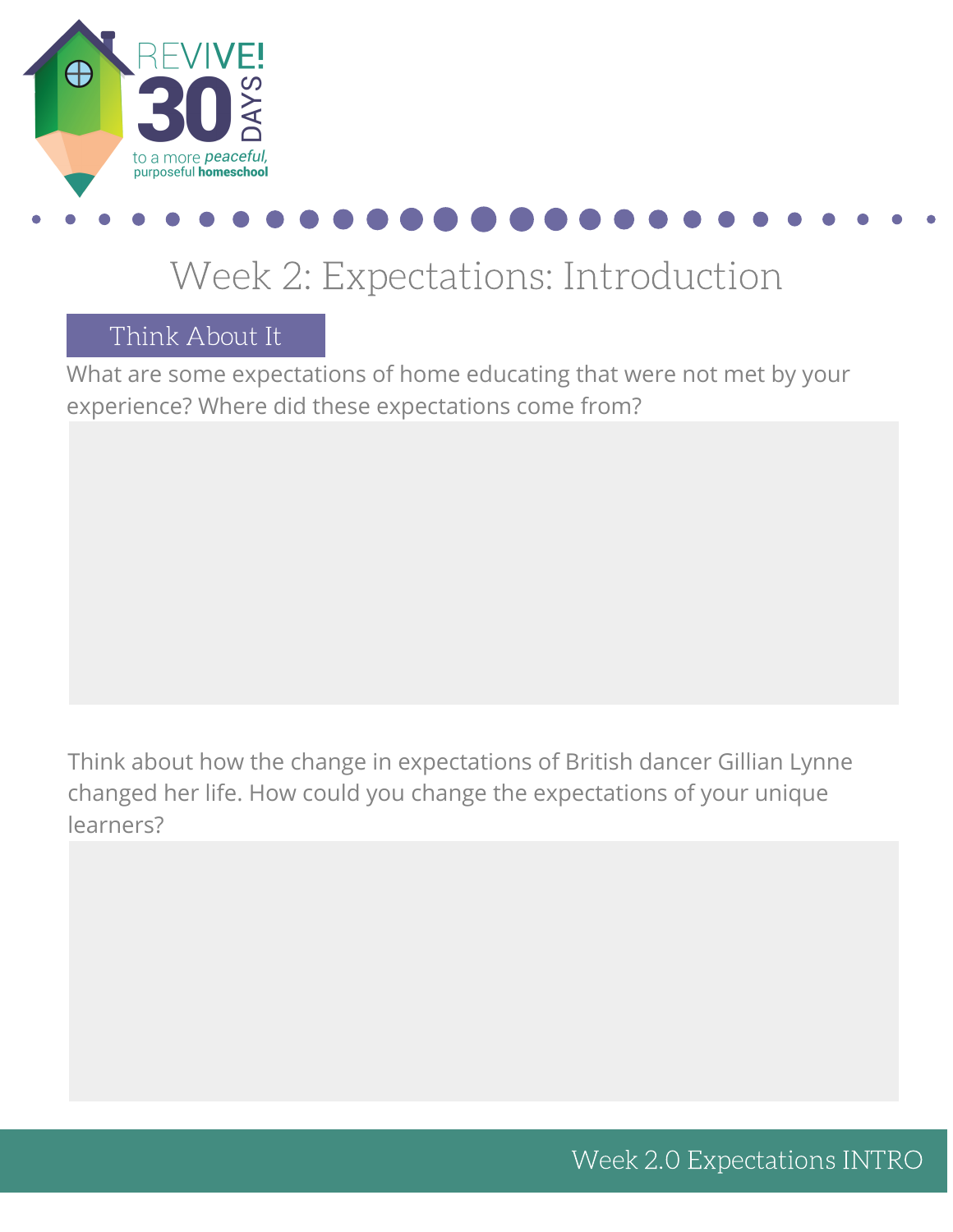# Week 2: Expectations: Introduction

## Think About It

What are some expectations of home educating that were not met by your experience? Where did these expectations come from?

Think about how the change in expectations of British dancer Gillian Lynne changed her life. How could you change the expectations of your unique learners?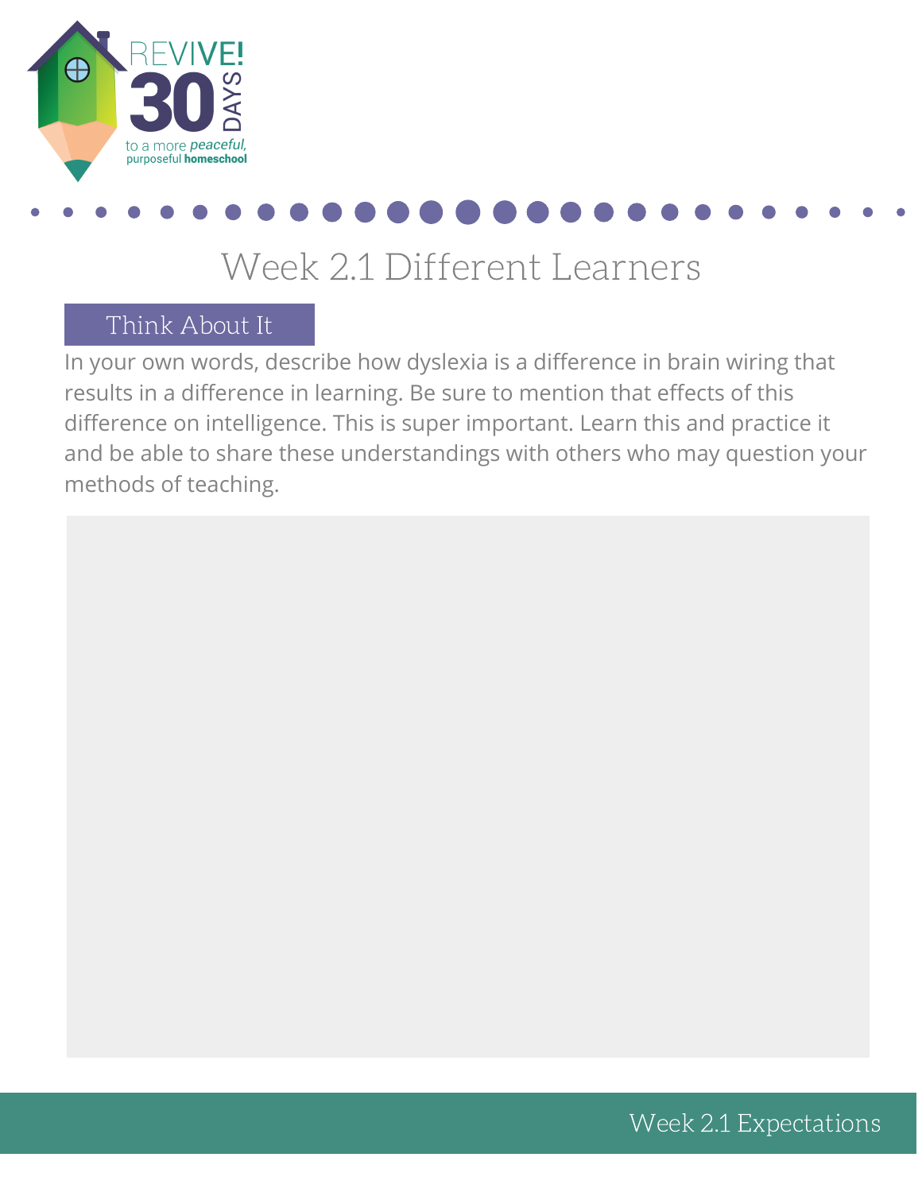# Week 2.1 Different Learners

## Think About It

In your own words, describe how dyslexia is a difference in brain wiring that results in a difference in learning. Be sure to mention that effects of this difference on intelligence. This is super important. Learn this and practice it and be able to share these understandings with others who may question your methods of teaching.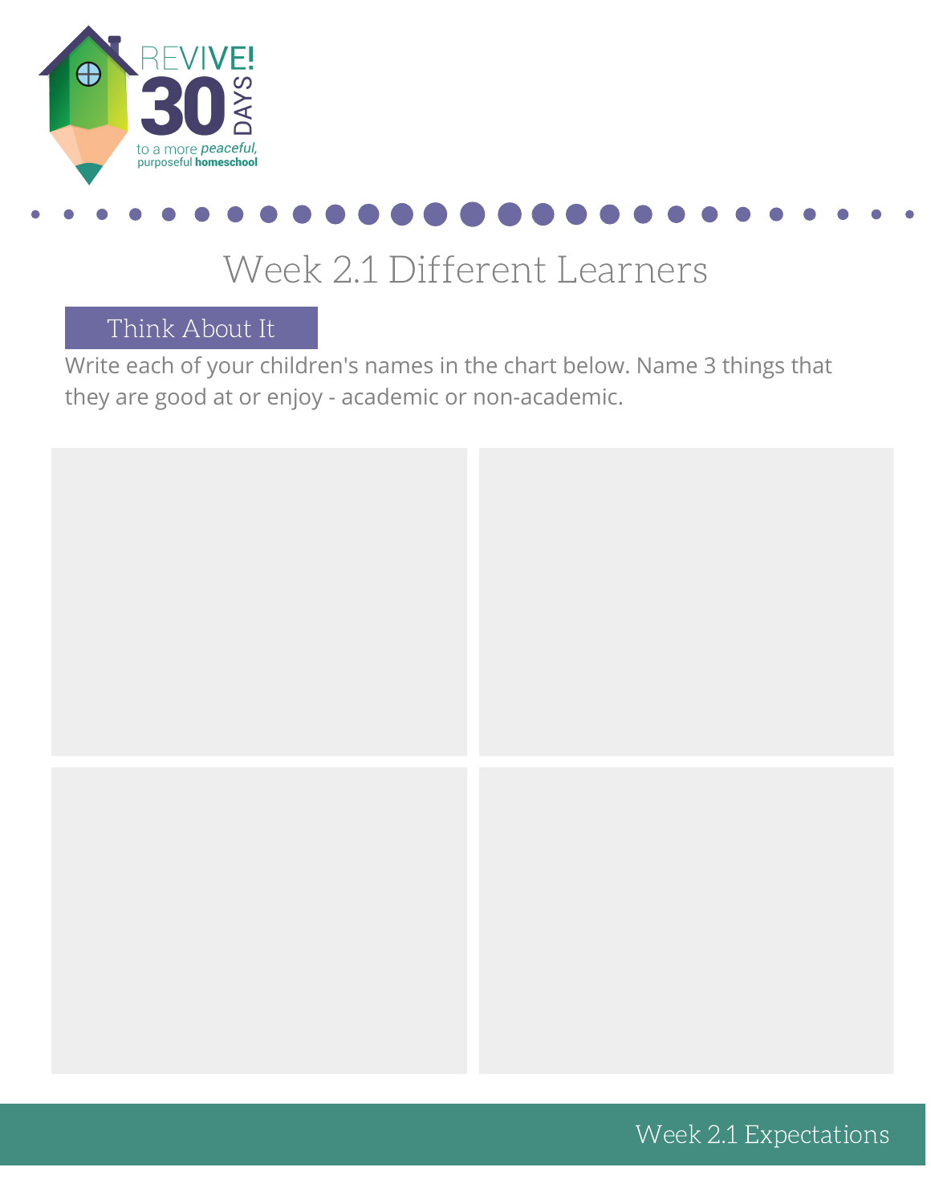# Week 2.1 Different Learners

## Think About It

Write each of your children's names in the chart below. Name 3 things that they are good at or enjoy - academic or non-academic.

| | |
|---|---|
| | |
| | |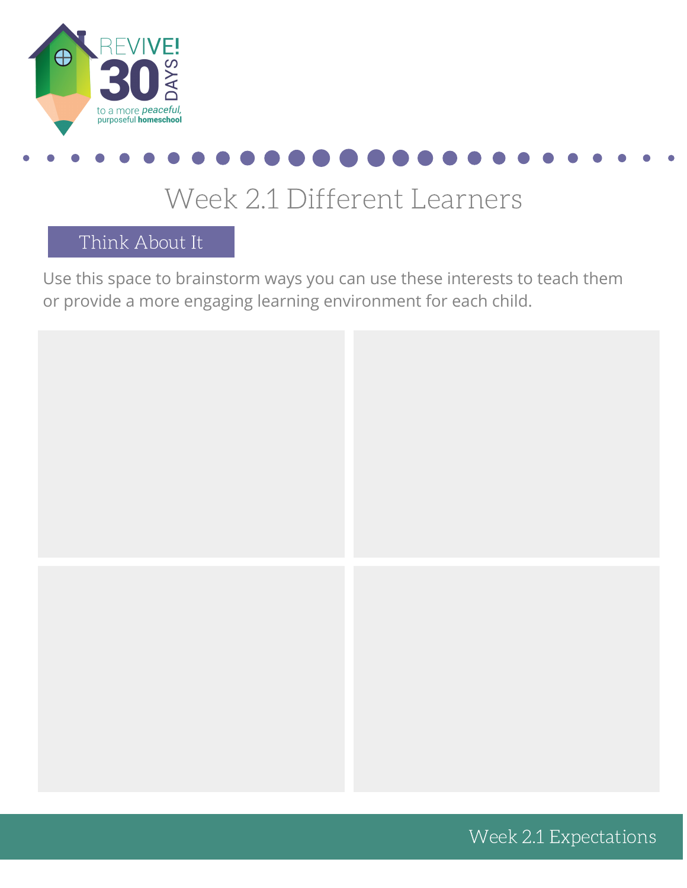# Week 2.1 Different Learners

## Think About It

Use this space to brainstorm ways you can use these interests to teach them or provide a more engaging learning environment for each child.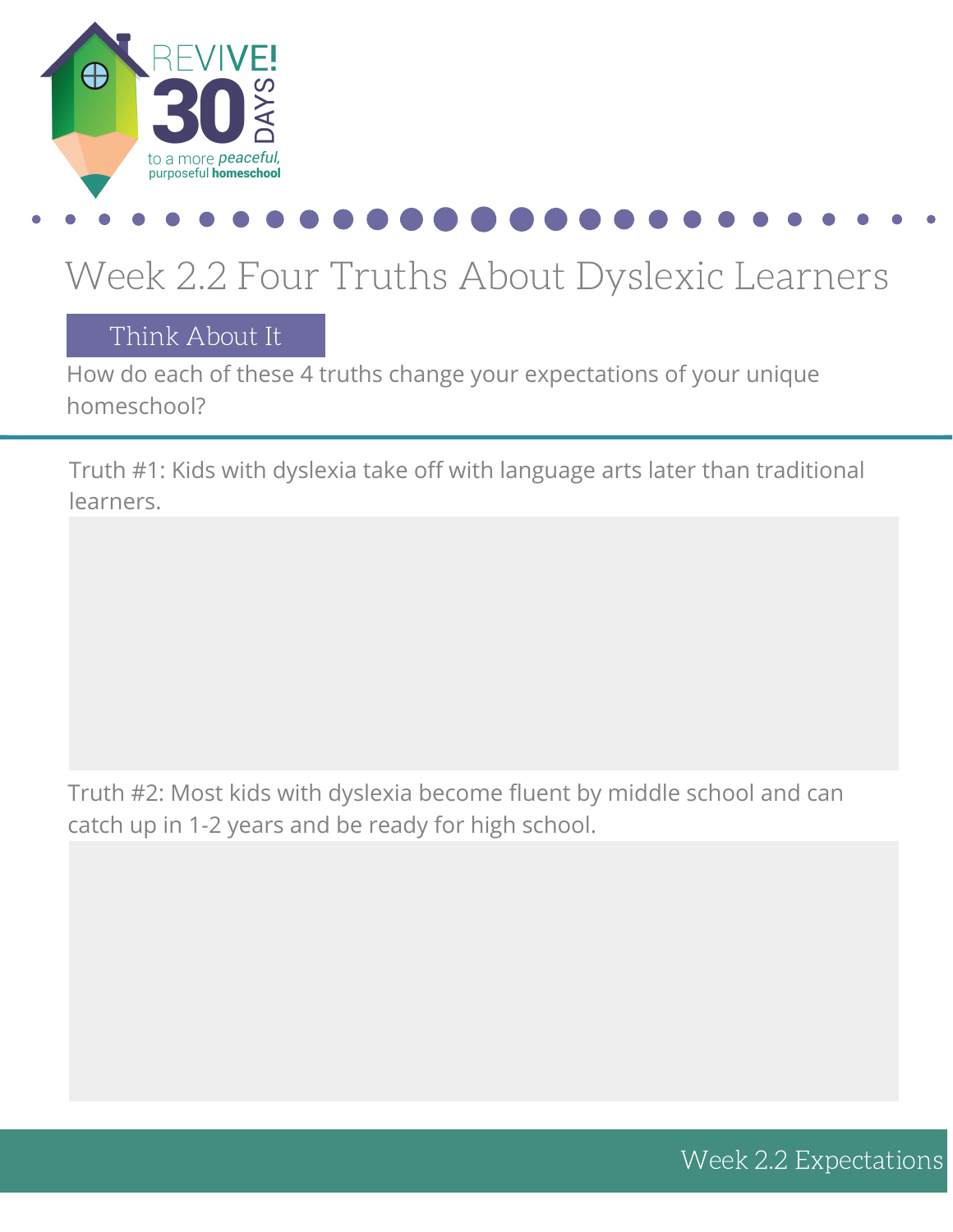# Week 2.2 Four Truths About Dyslexic Learners

## Think About It

How do each of these 4 truths change your expectations of your unique homeschool?

Truth #1: Kids with dyslexia take off with language arts later than traditional learners.

Truth #2: Most kids with dyslexia become fluent by middle school and can catch up in 1-2 years and be ready for high school.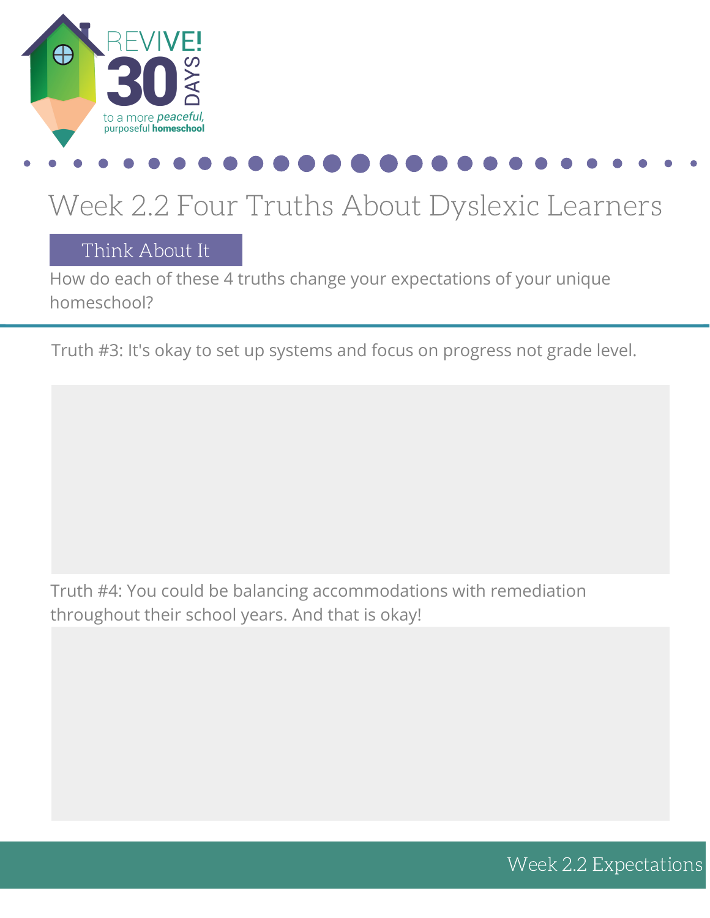# Week 2.2 Four Truths About Dyslexic Learners

## Think About It

How do each of these 4 truths change your expectations of your unique homeschool?

Truth #3: It's okay to set up systems and focus on progress not grade level.

Truth #4: You could be balancing accommodations with remediation throughout their school years. And that is okay!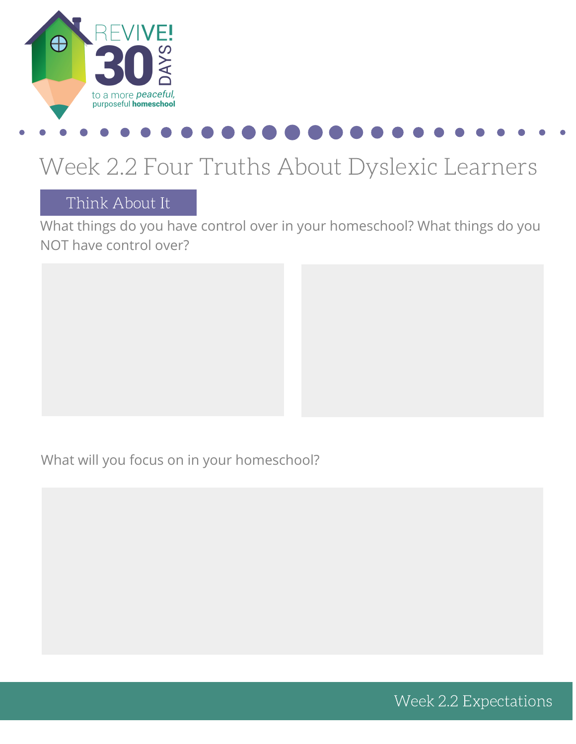# Week 2.2 Four Truths About Dyslexic Learners

## Think About It

What things do you have control over in your homeschool? What things do you NOT have control over?

What will you focus on in your homeschool?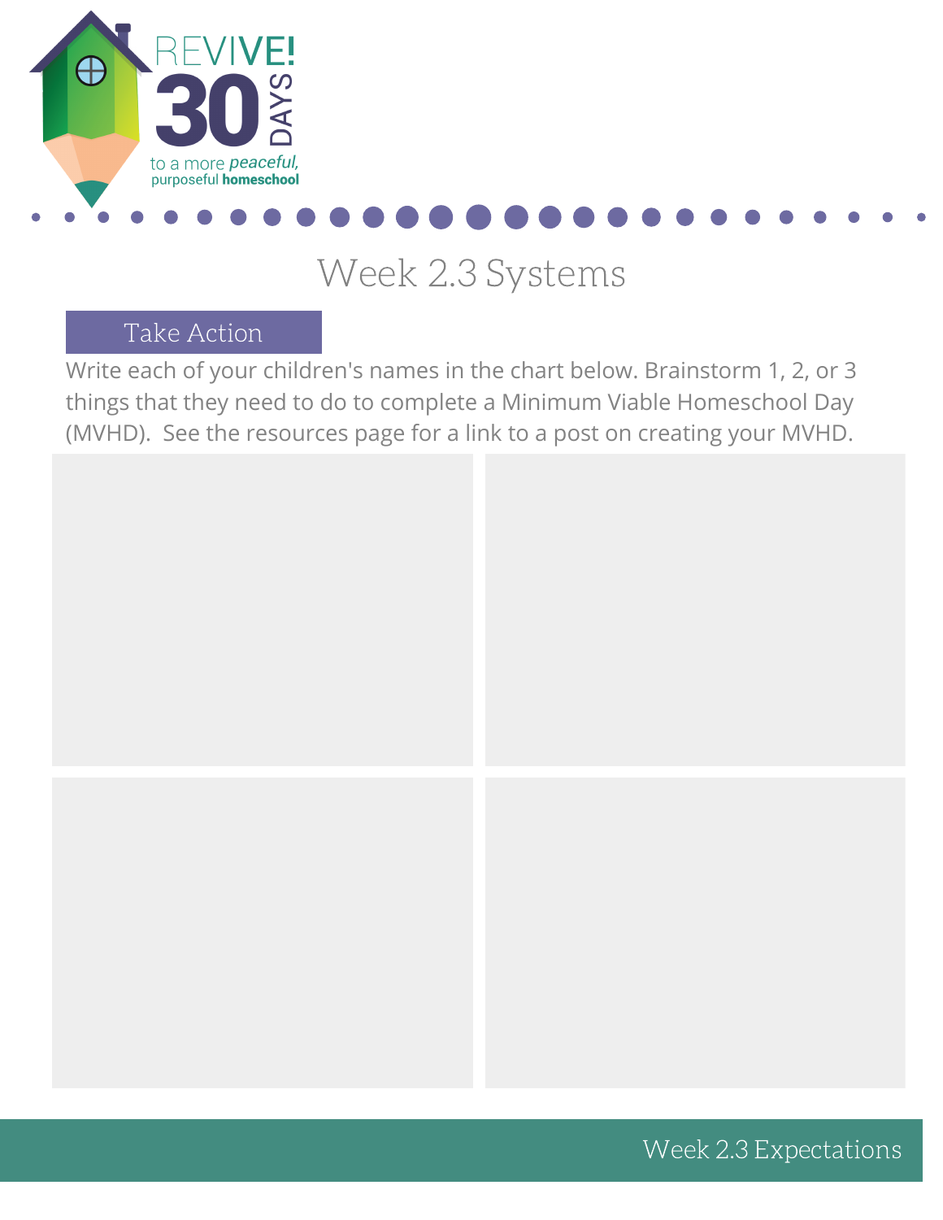REVIVE! 30 DAYS to a more *peaceful*, purposeful **homeschool**

# Week 2.3 Systems

## Take Action

Write each of your children's names in the chart below. Brainstorm 1, 2, or 3 things that they need to do to complete a Minimum Viable Homeschool Day (MVHD). See the resources page for a link to a post on creating your MVHD.

| | |
|---|---|
| | |
| | |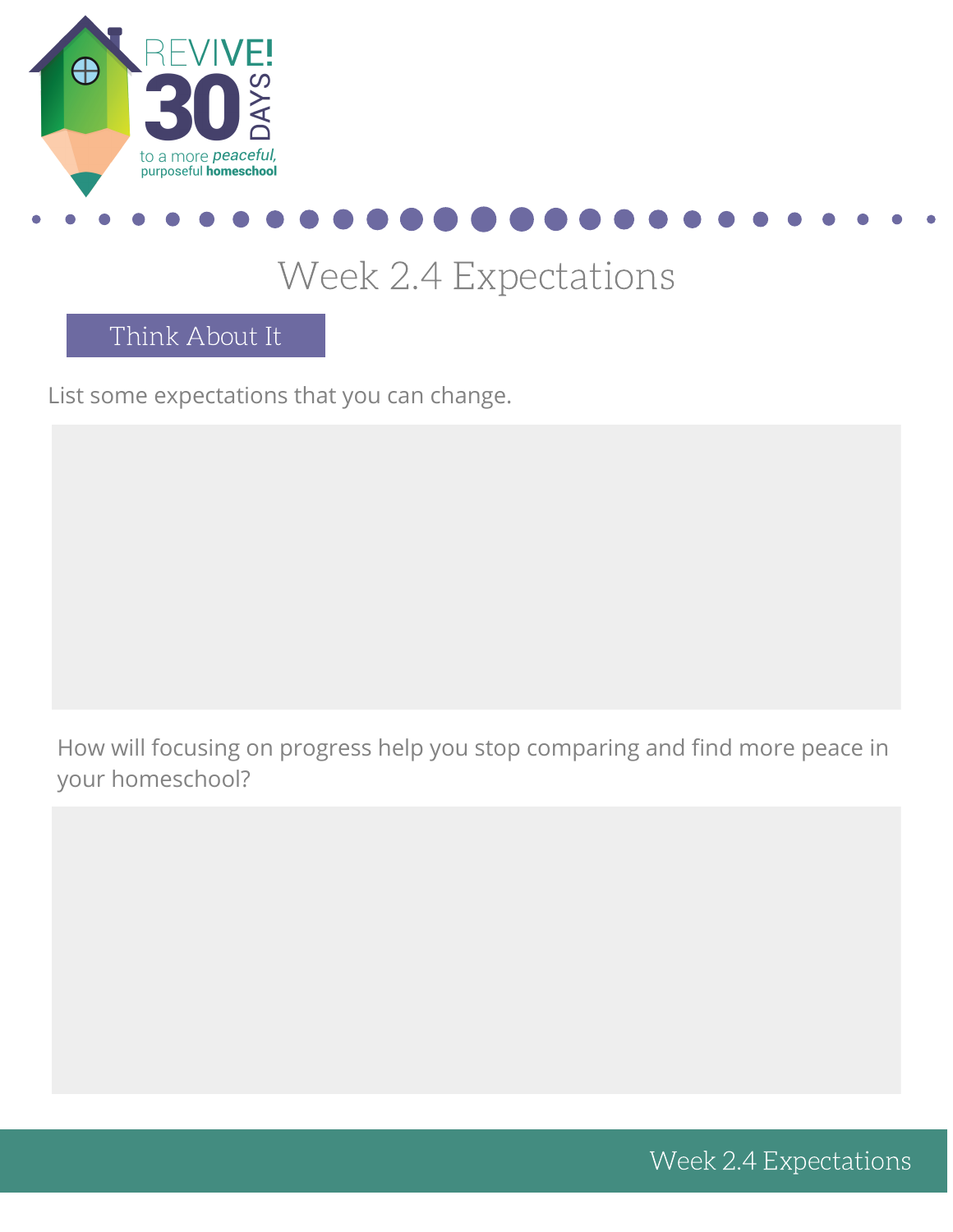# Week 2.4 Expectations

## Think About It

List some expectations that you can change.

How will focusing on progress help you stop comparing and find more peace in your homeschool?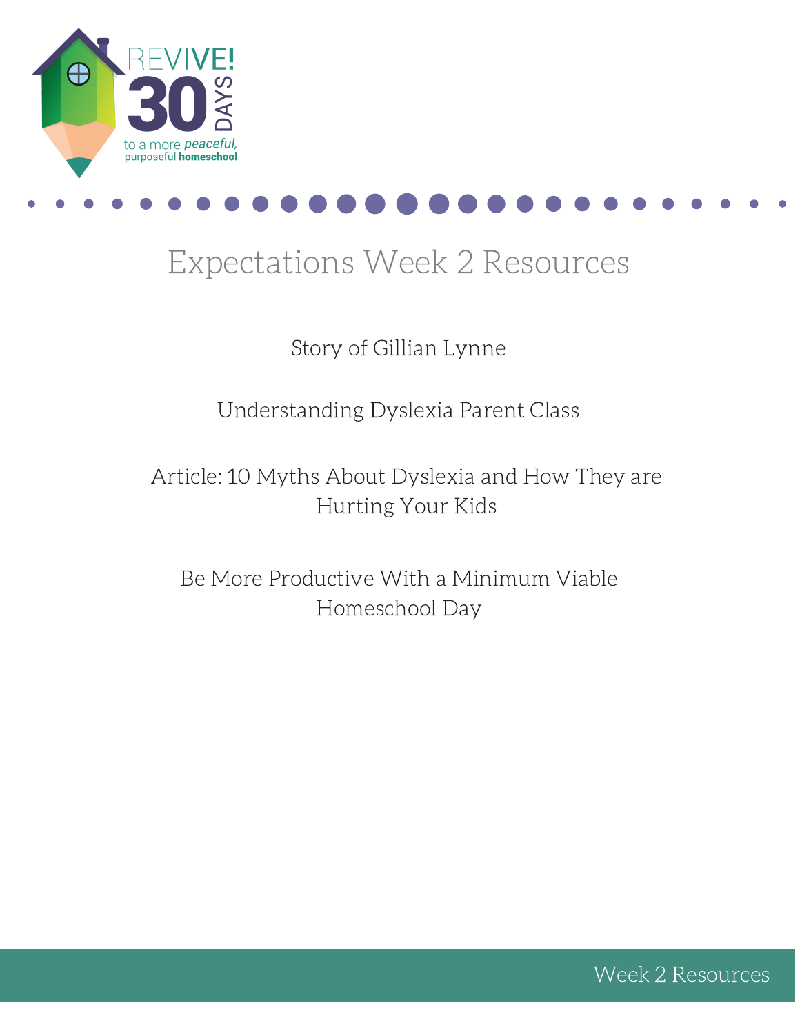# Expectations Week 2 Resources

Story of Gillian Lynne

Understanding Dyslexia Parent Class

Article: 10 Myths About Dyslexia and How They are Hurting Your Kids

Be More Productive With a Minimum Viable Homeschool Day